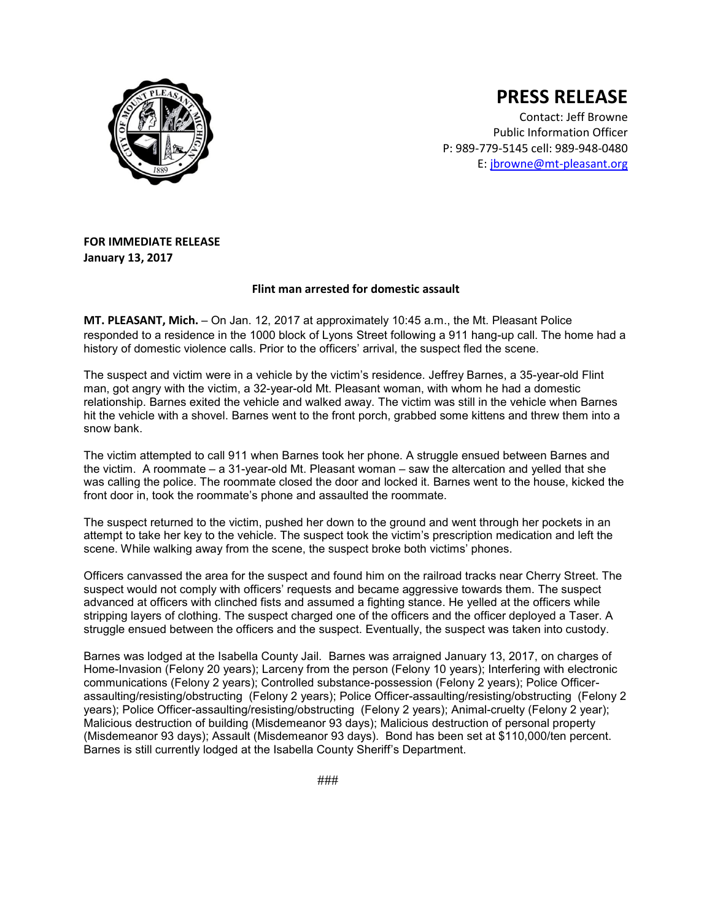# PRESS RELEASE

Contact: Jeff Browne
Public Information Officer
P: 989-779-5145 cell: 989-948-0480
E: jbrowne@mt-pleasant.org

**FOR IMMEDIATE RELEASE**
**January 13, 2017**

**Flint man arrested for domestic assault**

**MT. PLEASANT, Mich.** – On Jan. 12, 2017 at approximately 10:45 a.m., the Mt. Pleasant Police responded to a residence in the 1000 block of Lyons Street following a 911 hang-up call. The home had a history of domestic violence calls. Prior to the officers' arrival, the suspect fled the scene.

The suspect and victim were in a vehicle by the victim's residence. Jeffrey Barnes, a 35-year-old Flint man, got angry with the victim, a 32-year-old Mt. Pleasant woman, with whom he had a domestic relationship. Barnes exited the vehicle and walked away. The victim was still in the vehicle when Barnes hit the vehicle with a shovel. Barnes went to the front porch, grabbed some kittens and threw them into a snow bank.

The victim attempted to call 911 when Barnes took her phone. A struggle ensued between Barnes and the victim. A roommate – a 31-year-old Mt. Pleasant woman – saw the altercation and yelled that she was calling the police. The roommate closed the door and locked it. Barnes went to the house, kicked the front door in, took the roommate's phone and assaulted the roommate.

The suspect returned to the victim, pushed her down to the ground and went through her pockets in an attempt to take her key to the vehicle. The suspect took the victim's prescription medication and left the scene. While walking away from the scene, the suspect broke both victims' phones.

Officers canvassed the area for the suspect and found him on the railroad tracks near Cherry Street. The suspect would not comply with officers' requests and became aggressive towards them. The suspect advanced at officers with clinched fists and assumed a fighting stance. He yelled at the officers while stripping layers of clothing. The suspect charged one of the officers and the officer deployed a Taser. A struggle ensued between the officers and the suspect. Eventually, the suspect was taken into custody.

Barnes was lodged at the Isabella County Jail. Barnes was arraigned January 13, 2017, on charges of Home-Invasion (Felony 20 years); Larceny from the person (Felony 10 years); Interfering with electronic communications (Felony 2 years); Controlled substance-possession (Felony 2 years); Police Officer-assaulting/resisting/obstructing (Felony 2 years); Police Officer-assaulting/resisting/obstructing (Felony 2 years); Police Officer-assaulting/resisting/obstructing (Felony 2 years); Animal-cruelty (Felony 2 year); Malicious destruction of building (Misdemeanor 93 days); Malicious destruction of personal property (Misdemeanor 93 days); Assault (Misdemeanor 93 days). Bond has been set at $110,000/ten percent. Barnes is still currently lodged at the Isabella County Sheriff's Department.

###